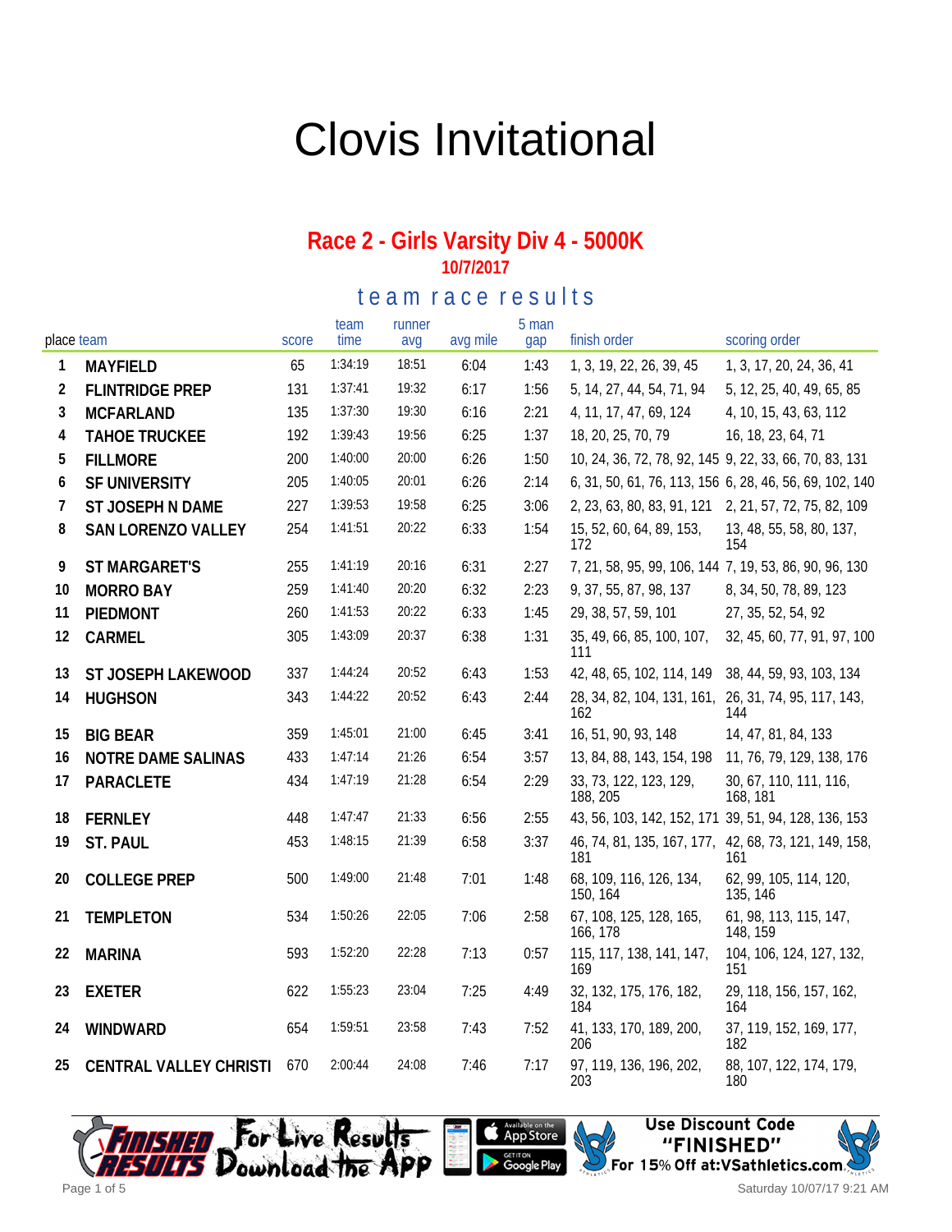# Clovis Invitational

## Race 2 - Girls Varsity Div 4 - 5000K

**10/7/2017**

### team race results

| place | team | score | team time | runner avg | avg mile | 5 man gap | finish order | scoring order |
|---|---|---|---|---|---|---|---|---|
| 1 | MAYFIELD | 65 | 1:34:19 | 18:51 | 6:04 | 1:43 | 1, 3, 19, 22, 26, 39, 45 | 1, 3, 17, 20, 24, 36, 41 |
| 2 | FLINTRIDGE PREP | 131 | 1:37:41 | 19:32 | 6:17 | 1:56 | 5, 14, 27, 44, 54, 71, 94 | 5, 12, 25, 40, 49, 65, 85 |
| 3 | MCFARLAND | 135 | 1:37:30 | 19:30 | 6:16 | 2:21 | 4, 11, 17, 47, 69, 124 | 4, 10, 15, 43, 63, 112 |
| 4 | TAHOE TRUCKEE | 192 | 1:39:43 | 19:56 | 6:25 | 1:37 | 18, 20, 25, 70, 79 | 16, 18, 23, 64, 71 |
| 5 | FILLMORE | 200 | 1:40:00 | 20:00 | 6:26 | 1:50 | 10, 24, 36, 72, 78, 92, 145 | 9, 22, 33, 66, 70, 83, 131 |
| 6 | SF UNIVERSITY | 205 | 1:40:05 | 20:01 | 6:26 | 2:14 | 6, 31, 50, 61, 76, 113, 156 | 6, 28, 46, 56, 69, 102, 140 |
| 7 | ST JOSEPH N DAME | 227 | 1:39:53 | 19:58 | 6:25 | 3:06 | 2, 23, 63, 80, 83, 91, 121 | 2, 21, 57, 72, 75, 82, 109 |
| 8 | SAN LORENZO VALLEY | 254 | 1:41:51 | 20:22 | 6:33 | 1:54 | 15, 52, 60, 64, 89, 153, 172 | 13, 48, 55, 58, 80, 137, 154 |
| 9 | ST MARGARET'S | 255 | 1:41:19 | 20:16 | 6:31 | 2:27 | 7, 21, 58, 95, 99, 106, 144 | 7, 19, 53, 86, 90, 96, 130 |
| 10 | MORRO BAY | 259 | 1:41:40 | 20:20 | 6:32 | 2:23 | 9, 37, 55, 87, 98, 137 | 8, 34, 50, 78, 89, 123 |
| 11 | PIEDMONT | 260 | 1:41:53 | 20:22 | 6:33 | 1:45 | 29, 38, 57, 59, 101 | 27, 35, 52, 54, 92 |
| 12 | CARMEL | 305 | 1:43:09 | 20:37 | 6:38 | 1:31 | 35, 49, 66, 85, 100, 107, 111 | 32, 45, 60, 77, 91, 97, 100 |
| 13 | ST JOSEPH LAKEWOOD | 337 | 1:44:24 | 20:52 | 6:43 | 1:53 | 42, 48, 65, 102, 114, 149 | 38, 44, 59, 93, 103, 134 |
| 14 | HUGHSON | 343 | 1:44:22 | 20:52 | 6:43 | 2:44 | 28, 34, 82, 104, 131, 161, 162 | 26, 31, 74, 95, 117, 143, 144 |
| 15 | BIG BEAR | 359 | 1:45:01 | 21:00 | 6:45 | 3:41 | 16, 51, 90, 93, 148 | 14, 47, 81, 84, 133 |
| 16 | NOTRE DAME SALINAS | 433 | 1:47:14 | 21:26 | 6:54 | 3:57 | 13, 84, 88, 143, 154, 198 | 11, 76, 79, 129, 138, 176 |
| 17 | PARACLETE | 434 | 1:47:19 | 21:28 | 6:54 | 2:29 | 33, 73, 122, 123, 129, 188, 205 | 30, 67, 110, 111, 116, 168, 181 |
| 18 | FERNLEY | 448 | 1:47:47 | 21:33 | 6:56 | 2:55 | 43, 56, 103, 142, 152, 171 | 39, 51, 94, 128, 136, 153 |
| 19 | ST. PAUL | 453 | 1:48:15 | 21:39 | 6:58 | 3:37 | 46, 74, 81, 135, 167, 177, 181 | 42, 68, 73, 121, 149, 158, 161 |
| 20 | COLLEGE PREP | 500 | 1:49:00 | 21:48 | 7:01 | 1:48 | 68, 109, 116, 126, 134, 150, 164 | 62, 99, 105, 114, 120, 135, 146 |
| 21 | TEMPLETON | 534 | 1:50:26 | 22:05 | 7:06 | 2:58 | 67, 108, 125, 128, 165, 166, 178 | 61, 98, 113, 115, 147, 148, 159 |
| 22 | MARINA | 593 | 1:52:20 | 22:28 | 7:13 | 0:57 | 115, 117, 138, 141, 147, 169 | 104, 106, 124, 127, 132, 151 |
| 23 | EXETER | 622 | 1:55:23 | 23:04 | 7:25 | 4:49 | 32, 132, 175, 176, 182, 184 | 29, 118, 156, 157, 162, 164 |
| 24 | WINDWARD | 654 | 1:59:51 | 23:58 | 7:43 | 7:52 | 41, 133, 170, 189, 200, 206 | 37, 119, 152, 169, 177, 182 |
| 25 | CENTRAL VALLEY CHRISTI | 670 | 2:00:44 | 24:08 | 7:46 | 7:17 | 97, 119, 136, 196, 202, 203 | 88, 107, 122, 174, 179, 180 |

For Live Results Download the App

Use Discount Code "FINISHED" For 15% Off at:VSathletics.com

Saturday 10/07/17 9:21 AM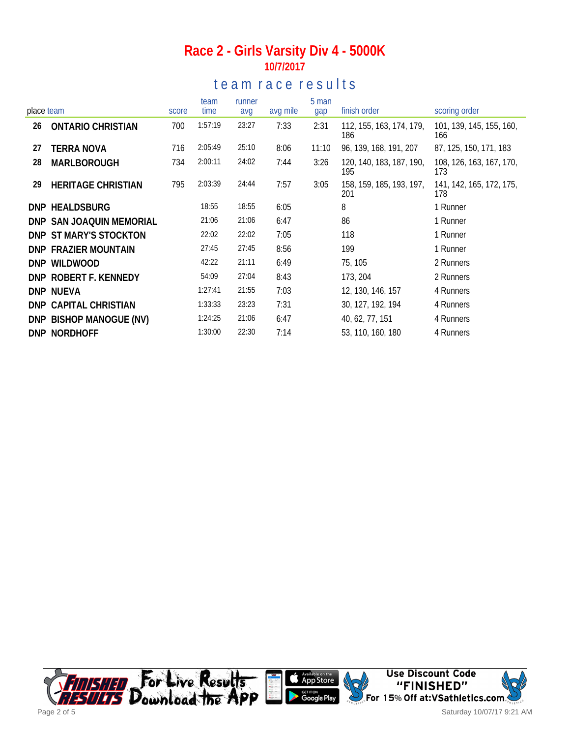# Race 2 - Girls Varsity Div 4 - 5000K

**10/7/2017**

## team race results

| place | team | score | team time | runner avg | avg mile | 5 man gap | finish order | scoring order |
|---|---|---|---|---|---|---|---|---|
| 26 | ONTARIO CHRISTIAN | 700 | 1:57:19 | 23:27 | 7:33 | 2:31 | 112, 155, 163, 174, 179, 186 | 101, 139, 145, 155, 160, 166 |
| 27 | TERRA NOVA | 716 | 2:05:49 | 25:10 | 8:06 | 11:10 | 96, 139, 168, 191, 207 | 87, 125, 150, 171, 183 |
| 28 | MARLBOROUGH | 734 | 2:00:11 | 24:02 | 7:44 | 3:26 | 120, 140, 183, 187, 190, 195 | 108, 126, 163, 167, 170, 173 |
| 29 | HERITAGE CHRISTIAN | 795 | 2:03:39 | 24:44 | 7:57 | 3:05 | 158, 159, 185, 193, 197, 201 | 141, 142, 165, 172, 175, 178 |
| DNP | HEALDSBURG | | 18:55 | 18:55 | 6:05 | | 8 | 1 Runner |
| DNP | SAN JOAQUIN MEMORIAL | | 21:06 | 21:06 | 6:47 | | 86 | 1 Runner |
| DNP | ST MARY'S STOCKTON | | 22:02 | 22:02 | 7:05 | | 118 | 1 Runner |
| DNP | FRAZIER MOUNTAIN | | 27:45 | 27:45 | 8:56 | | 199 | 1 Runner |
| DNP | WILDWOOD | | 42:22 | 21:11 | 6:49 | | 75, 105 | 2 Runners |
| DNP | ROBERT F. KENNEDY | | 54:09 | 27:04 | 8:43 | | 173, 204 | 2 Runners |
| DNP | NUEVA | | 1:27:41 | 21:55 | 7:03 | | 12, 130, 146, 157 | 4 Runners |
| DNP | CAPITAL CHRISTIAN | | 1:33:33 | 23:23 | 7:31 | | 30, 127, 192, 194 | 4 Runners |
| DNP | BISHOP MANOGUE (NV) | | 1:24:25 | 21:06 | 6:47 | | 40, 62, 77, 151 | 4 Runners |
| DNP | NORDHOFF | | 1:30:00 | 22:30 | 7:14 | | 53, 110, 160, 180 | 4 Runners |

Finished Results — For Live Results Download the App — Available on the App Store — Get it on Google Play

Use Discount Code "FINISHED" For 15% Off at: VSathletics.com

Saturday 10/07/17 9:21 AM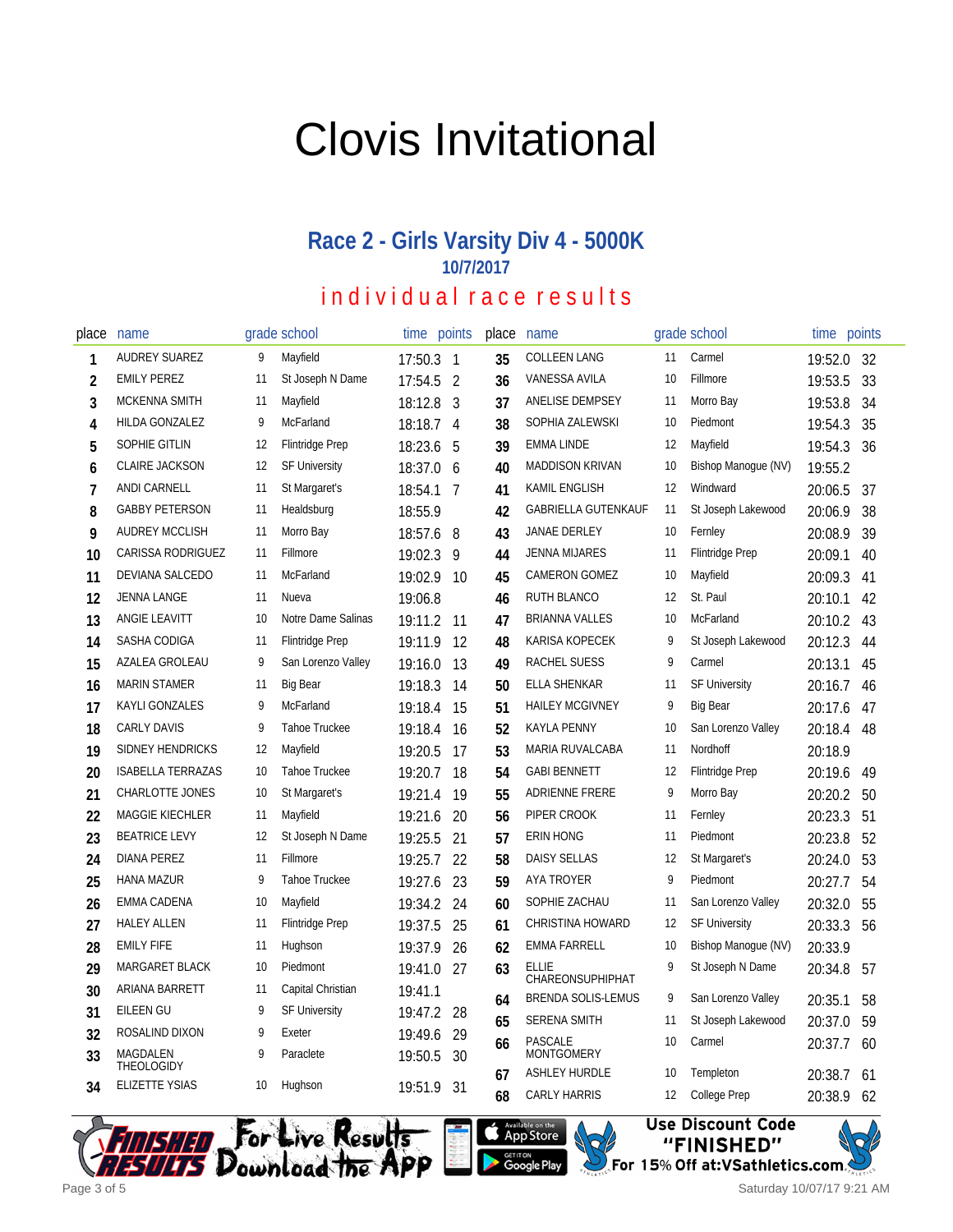# Clovis Invitational

## Race 2 - Girls Varsity Div 4 - 5000K

### 10/7/2017

### individual race results

| place | name | grade | school | time | points |
|---|---|---|---|---|---|
| 1 | AUDREY SUAREZ | 9 | Mayfield | 17:50.3 | 1 |
| 2 | EMILY PEREZ | 11 | St Joseph N Dame | 17:54.5 | 2 |
| 3 | MCKENNA SMITH | 11 | Mayfield | 18:12.8 | 3 |
| 4 | HILDA GONZALEZ | 9 | McFarland | 18:18.7 | 4 |
| 5 | SOPHIE GITLIN | 12 | Flintridge Prep | 18:23.6 | 5 |
| 6 | CLAIRE JACKSON | 12 | SF University | 18:37.0 | 6 |
| 7 | ANDI CARNELL | 11 | St Margaret's | 18:54.1 | 7 |
| 8 | GABBY PETERSON | 11 | Healdsburg | 18:55.9 | |
| 9 | AUDREY MCCLISH | 11 | Morro Bay | 18:57.6 | 8 |
| 10 | CARISSA RODRIGUEZ | 11 | Fillmore | 19:02.3 | 9 |
| 11 | DEVIANA SALCEDO | 11 | McFarland | 19:02.9 | 10 |
| 12 | JENNA LANGE | 11 | Nueva | 19:06.8 | |
| 13 | ANGIE LEAVITT | 10 | Notre Dame Salinas | 19:11.2 | 11 |
| 14 | SASHA CODIGA | 11 | Flintridge Prep | 19:11.9 | 12 |
| 15 | AZALEA GROLEAU | 9 | San Lorenzo Valley | 19:16.0 | 13 |
| 16 | MARIN STAMER | 11 | Big Bear | 19:18.3 | 14 |
| 17 | KAYLI GONZALES | 9 | McFarland | 19:18.4 | 15 |
| 18 | CARLY DAVIS | 9 | Tahoe Truckee | 19:18.4 | 16 |
| 19 | SIDNEY HENDRICKS | 12 | Mayfield | 19:20.5 | 17 |
| 20 | ISABELLA TERRAZAS | 10 | Tahoe Truckee | 19:20.7 | 18 |
| 21 | CHARLOTTE JONES | 10 | St Margaret's | 19:21.4 | 19 |
| 22 | MAGGIE KIECHLER | 11 | Mayfield | 19:21.6 | 20 |
| 23 | BEATRICE LEVY | 12 | St Joseph N Dame | 19:25.5 | 21 |
| 24 | DIANA PEREZ | 11 | Fillmore | 19:25.7 | 22 |
| 25 | HANA MAZUR | 9 | Tahoe Truckee | 19:27.6 | 23 |
| 26 | EMMA CADENA | 10 | Mayfield | 19:34.2 | 24 |
| 27 | HALEY ALLEN | 11 | Flintridge Prep | 19:37.5 | 25 |
| 28 | EMILY FIFE | 11 | Hughson | 19:37.9 | 26 |
| 29 | MARGARET BLACK | 10 | Piedmont | 19:41.0 | 27 |
| 30 | ARIANA BARRETT | 11 | Capital Christian | 19:41.1 | |
| 31 | EILEEN GU | 9 | SF University | 19:47.2 | 28 |
| 32 | ROSALIND DIXON | 9 | Exeter | 19:49.6 | 29 |
| 33 | MAGDALEN THEOLOGIDY | 9 | Paraclete | 19:50.5 | 30 |
| 34 | ELIZETTE YSIAS | 10 | Hughson | 19:51.9 | 31 |
| 35 | COLLEEN LANG | 11 | Carmel | 19:52.0 | 32 |
| 36 | VANESSA AVILA | 10 | Fillmore | 19:53.5 | 33 |
| 37 | ANELISE DEMPSEY | 11 | Morro Bay | 19:53.8 | 34 |
| 38 | SOPHIA ZALEWSKI | 10 | Piedmont | 19:54.3 | 35 |
| 39 | EMMA LINDE | 12 | Mayfield | 19:54.3 | 36 |
| 40 | MADDISON KRIVAN | 10 | Bishop Manogue (NV) | 19:55.2 | |
| 41 | KAMIL ENGLISH | 12 | Windward | 20:06.5 | 37 |
| 42 | GABRIELLA GUTENKAUF | 11 | St Joseph Lakewood | 20:06.9 | 38 |
| 43 | JANAE DERLEY | 10 | Fernley | 20:08.9 | 39 |
| 44 | JENNA MIJARES | 11 | Flintridge Prep | 20:09.1 | 40 |
| 45 | CAMERON GOMEZ | 10 | Mayfield | 20:09.3 | 41 |
| 46 | RUTH BLANCO | 12 | St. Paul | 20:10.1 | 42 |
| 47 | BRIANNA VALLES | 10 | McFarland | 20:10.2 | 43 |
| 48 | KARISA KOPECEK | 9 | St Joseph Lakewood | 20:12.3 | 44 |
| 49 | RACHEL SUESS | 9 | Carmel | 20:13.1 | 45 |
| 50 | ELLA SHENKAR | 11 | SF University | 20:16.7 | 46 |
| 51 | HAILEY MCGIVNEY | 9 | Big Bear | 20:17.6 | 47 |
| 52 | KAYLA PENNY | 10 | San Lorenzo Valley | 20:18.4 | 48 |
| 53 | MARIA RUVALCABA | 11 | Nordhoff | 20:18.9 | |
| 54 | GABI BENNETT | 12 | Flintridge Prep | 20:19.6 | 49 |
| 55 | ADRIENNE FRERE | 9 | Morro Bay | 20:20.2 | 50 |
| 56 | PIPER CROOK | 11 | Fernley | 20:23.3 | 51 |
| 57 | ERIN HONG | 11 | Piedmont | 20:23.8 | 52 |
| 58 | DAISY SELLAS | 12 | St Margaret's | 20:24.0 | 53 |
| 59 | AYA TROYER | 9 | Piedmont | 20:27.7 | 54 |
| 60 | SOPHIE ZACHAU | 11 | San Lorenzo Valley | 20:32.0 | 55 |
| 61 | CHRISTINA HOWARD | 12 | SF University | 20:33.3 | 56 |
| 62 | EMMA FARRELL | 10 | Bishop Manogue (NV) | 20:33.9 | |
| 63 | ELLIE CHAREONSUPHIPHAT | 9 | St Joseph N Dame | 20:34.8 | 57 |
| 64 | BRENDA SOLIS-LEMUS | 9 | San Lorenzo Valley | 20:35.1 | 58 |
| 65 | SERENA SMITH | 11 | St Joseph Lakewood | 20:37.0 | 59 |
| 66 | PASCALE MONTGOMERY | 10 | Carmel | 20:37.7 | 60 |
| 67 | ASHLEY HURDLE | 10 | Templeton | 20:38.7 | 61 |
| 68 | CARLY HARRIS | 12 | College Prep | 20:38.9 | 62 |

Finished Results — For Live Results Download the App — Available on the App Store / Get it on Google Play

Use Discount Code "FINISHED" For 15% Off at:VSathletics.com

Saturday 10/07/17 9:21 AM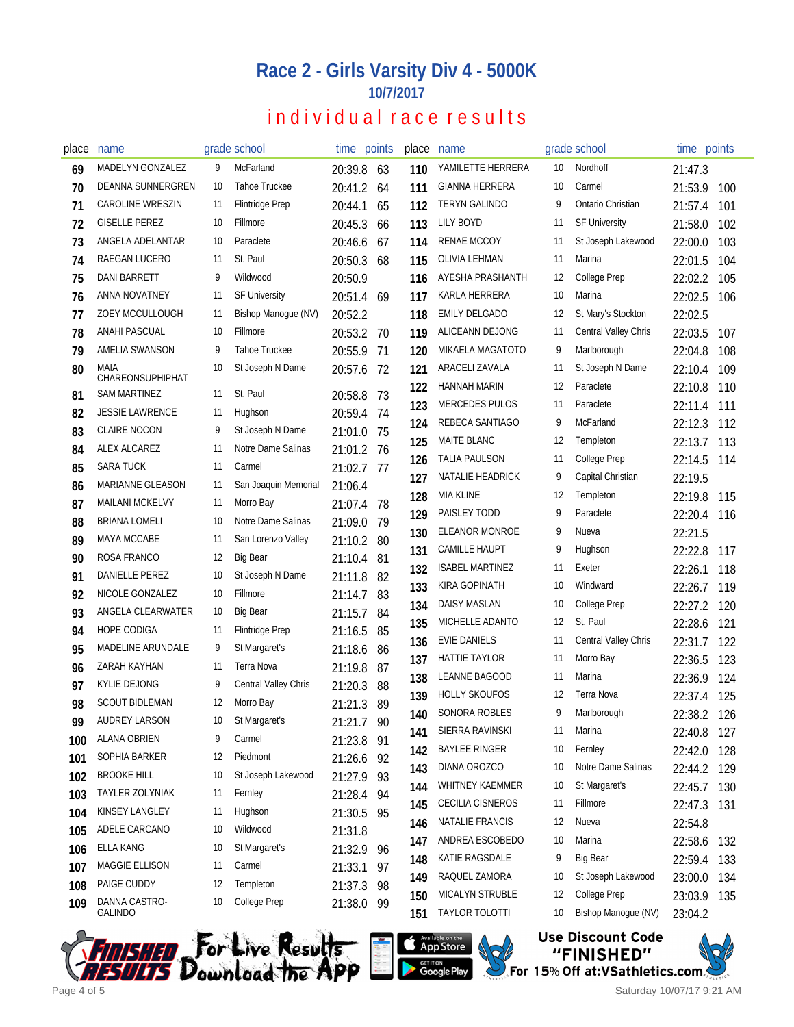# Race 2 - Girls Varsity Div 4 - 5000K

## 10/7/2017

## individual race results

| place | name | grade | school | time | points |
|---|---|---|---|---|---|
| 69 | MADELYN GONZALEZ | 9 | McFarland | 20:39.8 | 63 |
| 70 | DEANNA SUNNERGREN | 10 | Tahoe Truckee | 20:41.2 | 64 |
| 71 | CAROLINE WRESZIN | 11 | Flintridge Prep | 20:44.1 | 65 |
| 72 | GISELLE PEREZ | 10 | Fillmore | 20:45.3 | 66 |
| 73 | ANGELA ADELANTAR | 10 | Paraclete | 20:46.6 | 67 |
| 74 | RAEGAN LUCERO | 11 | St. Paul | 20:50.3 | 68 |
| 75 | DANI BARRETT | 9 | Wildwood | 20:50.9 | |
| 76 | ANNA NOVATNEY | 11 | SF University | 20:51.4 | 69 |
| 77 | ZOEY MCCULLOUGH | 11 | Bishop Manogue (NV) | 20:52.2 | |
| 78 | ANAHI PASCUAL | 10 | Fillmore | 20:53.2 | 70 |
| 79 | AMELIA SWANSON | 9 | Tahoe Truckee | 20:55.9 | 71 |
| 80 | MAIA CHAREONSUPHIPHAT | 10 | St Joseph N Dame | 20:57.6 | 72 |
| 81 | SAM MARTINEZ | 11 | St. Paul | 20:58.8 | 73 |
| 82 | JESSIE LAWRENCE | 11 | Hughson | 20:59.4 | 74 |
| 83 | CLAIRE NOCON | 9 | St Joseph N Dame | 21:01.0 | 75 |
| 84 | ALEX ALCAREZ | 11 | Notre Dame Salinas | 21:01.2 | 76 |
| 85 | SARA TUCK | 11 | Carmel | 21:02.7 | 77 |
| 86 | MARIANNE GLEASON | 11 | San Joaquin Memorial | 21:06.4 | |
| 87 | MAILANI MCKELVY | 11 | Morro Bay | 21:07.4 | 78 |
| 88 | BRIANA LOMELI | 10 | Notre Dame Salinas | 21:09.0 | 79 |
| 89 | MAYA MCCABE | 11 | San Lorenzo Valley | 21:10.2 | 80 |
| 90 | ROSA FRANCO | 12 | Big Bear | 21:10.4 | 81 |
| 91 | DANIELLE PEREZ | 10 | St Joseph N Dame | 21:11.8 | 82 |
| 92 | NICOLE GONZALEZ | 10 | Fillmore | 21:14.7 | 83 |
| 93 | ANGELA CLEARWATER | 10 | Big Bear | 21:15.7 | 84 |
| 94 | HOPE CODIGA | 11 | Flintridge Prep | 21:16.5 | 85 |
| 95 | MADELINE ARUNDALE | 9 | St Margaret's | 21:18.6 | 86 |
| 96 | ZARAH KAYHAN | 11 | Terra Nova | 21:19.8 | 87 |
| 97 | KYLIE DEJONG | 9 | Central Valley Chris | 21:20.3 | 88 |
| 98 | SCOUT BIDLEMAN | 12 | Morro Bay | 21:21.3 | 89 |
| 99 | AUDREY LARSON | 10 | St Margaret's | 21:21.7 | 90 |
| 100 | ALANA OBRIEN | 9 | Carmel | 21:23.8 | 91 |
| 101 | SOPHIA BARKER | 12 | Piedmont | 21:26.6 | 92 |
| 102 | BROOKE HILL | 10 | St Joseph Lakewood | 21:27.9 | 93 |
| 103 | TAYLER ZOLYNIAK | 11 | Fernley | 21:28.4 | 94 |
| 104 | KINSEY LANGLEY | 11 | Hughson | 21:30.5 | 95 |
| 105 | ADELE CARCANO | 10 | Wildwood | 21:31.8 | |
| 106 | ELLA KANG | 10 | St Margaret's | 21:32.9 | 96 |
| 107 | MAGGIE ELLISON | 11 | Carmel | 21:33.1 | 97 |
| 108 | PAIGE CUDDY | 12 | Templeton | 21:37.3 | 98 |
| 109 | DANNA CASTRO-GALINDO | 10 | College Prep | 21:38.0 | 99 |
| 110 | YAMILETTE HERRERA | 10 | Nordhoff | 21:47.3 | |
| 111 | GIANNA HERRERA | 10 | Carmel | 21:53.9 | 100 |
| 112 | TERYN GALINDO | 9 | Ontario Christian | 21:57.4 | 101 |
| 113 | LILY BOYD | 11 | SF University | 21:58.0 | 102 |
| 114 | RENAE MCCOY | 11 | St Joseph Lakewood | 22:00.0 | 103 |
| 115 | OLIVIA LEHMAN | 11 | Marina | 22:01.5 | 104 |
| 116 | AYESHA PRASHANTH | 12 | College Prep | 22:02.2 | 105 |
| 117 | KARLA HERRERA | 10 | Marina | 22:02.5 | 106 |
| 118 | EMILY DELGADO | 12 | St Mary's Stockton | 22:02.5 | |
| 119 | ALICEANN DEJONG | 11 | Central Valley Chris | 22:03.5 | 107 |
| 120 | MIKAELA MAGATOTO | 9 | Marlborough | 22:04.8 | 108 |
| 121 | ARACELI ZAVALA | 11 | St Joseph N Dame | 22:10.4 | 109 |
| 122 | HANNAH MARIN | 12 | Paraclete | 22:10.8 | 110 |
| 123 | MERCEDES PULOS | 11 | Paraclete | 22:11.4 | 111 |
| 124 | REBECA SANTIAGO | 9 | McFarland | 22:12.3 | 112 |
| 125 | MAITE BLANC | 12 | Templeton | 22:13.7 | 113 |
| 126 | TALIA PAULSON | 11 | College Prep | 22:14.5 | 114 |
| 127 | NATALIE HEADRICK | 9 | Capital Christian | 22:19.5 | |
| 128 | MIA KLINE | 12 | Templeton | 22:19.8 | 115 |
| 129 | PAISLEY TODD | 9 | Paraclete | 22:20.4 | 116 |
| 130 | ELEANOR MONROE | 9 | Nueva | 22:21.5 | |
| 131 | CAMILLE HAUPT | 9 | Hughson | 22:22.8 | 117 |
| 132 | ISABEL MARTINEZ | 11 | Exeter | 22:26.1 | 118 |
| 133 | KIRA GOPINATH | 10 | Windward | 22:26.7 | 119 |
| 134 | DAISY MASLAN | 10 | College Prep | 22:27.2 | 120 |
| 135 | MICHELLE ADANTO | 12 | St. Paul | 22:28.6 | 121 |
| 136 | EVIE DANIELS | 11 | Central Valley Chris | 22:31.7 | 122 |
| 137 | HATTIE TAYLOR | 11 | Morro Bay | 22:36.5 | 123 |
| 138 | LEANNE BAGOOD | 11 | Marina | 22:36.9 | 124 |
| 139 | HOLLY SKOUFOS | 12 | Terra Nova | 22:37.4 | 125 |
| 140 | SONORA ROBLES | 9 | Marlborough | 22:38.2 | 126 |
| 141 | SIERRA RAVINSKI | 11 | Marina | 22:40.8 | 127 |
| 142 | BAYLEE RINGER | 10 | Fernley | 22:42.0 | 128 |
| 143 | DIANA OROZCO | 10 | Notre Dame Salinas | 22:44.2 | 129 |
| 144 | WHITNEY KAEMMER | 10 | St Margaret's | 22:45.7 | 130 |
| 145 | CECILIA CISNEROS | 11 | Fillmore | 22:47.3 | 131 |
| 146 | NATALIE FRANCIS | 12 | Nueva | 22:54.8 | |
| 147 | ANDREA ESCOBEDO | 10 | Marina | 22:58.6 | 132 |
| 148 | KATIE RAGSDALE | 9 | Big Bear | 22:59.4 | 133 |
| 149 | RAQUEL ZAMORA | 10 | St Joseph Lakewood | 23:00.0 | 134 |
| 150 | MICALYN STRUBLE | 12 | College Prep | 23:03.9 | 135 |
| 151 | TAYLOR TOLOTTI | 10 | Bishop Manogue (NV) | 23:04.2 | |

For Live Results Download the App

Use Discount Code "FINISHED" For 15% Off at:VSathletics.com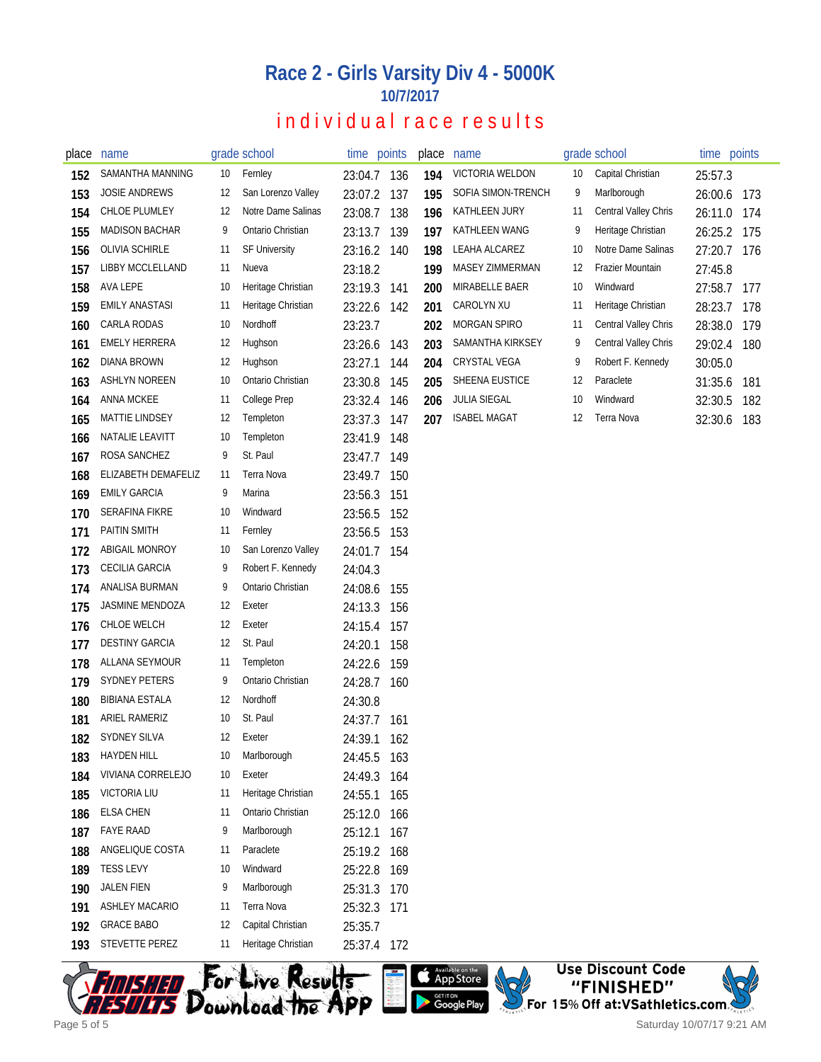# Race 2 - Girls Varsity Div 4 - 5000K

**10/7/2017**

## individual race results

| place | name | grade | school | time | points |
|---|---|---|---|---|---|
| 152 | SAMANTHA MANNING | 10 | Fernley | 23:04.7 | 136 |
| 153 | JOSIE ANDREWS | 12 | San Lorenzo Valley | 23:07.2 | 137 |
| 154 | CHLOE PLUMLEY | 12 | Notre Dame Salinas | 23:08.7 | 138 |
| 155 | MADISON BACHAR | 9 | Ontario Christian | 23:13.7 | 139 |
| 156 | OLIVIA SCHIRLE | 11 | SF University | 23:16.2 | 140 |
| 157 | LIBBY MCCLELLAND | 11 | Nueva | 23:18.2 | |
| 158 | AVA LEPE | 10 | Heritage Christian | 23:19.3 | 141 |
| 159 | EMILY ANASTASI | 11 | Heritage Christian | 23:22.6 | 142 |
| 160 | CARLA RODAS | 10 | Nordhoff | 23:23.7 | |
| 161 | EMELY HERRERA | 12 | Hughson | 23:26.6 | 143 |
| 162 | DIANA BROWN | 12 | Hughson | 23:27.1 | 144 |
| 163 | ASHLYN NOREEN | 10 | Ontario Christian | 23:30.8 | 145 |
| 164 | ANNA MCKEE | 11 | College Prep | 23:32.4 | 146 |
| 165 | MATTIE LINDSEY | 12 | Templeton | 23:37.3 | 147 |
| 166 | NATALIE LEAVITT | 10 | Templeton | 23:41.9 | 148 |
| 167 | ROSA SANCHEZ | 9 | St. Paul | 23:47.7 | 149 |
| 168 | ELIZABETH DEMAFELIZ | 11 | Terra Nova | 23:49.7 | 150 |
| 169 | EMILY GARCIA | 9 | Marina | 23:56.3 | 151 |
| 170 | SERAFINA FIKRE | 10 | Windward | 23:56.5 | 152 |
| 171 | PAITIN SMITH | 11 | Fernley | 23:56.5 | 153 |
| 172 | ABIGAIL MONROY | 10 | San Lorenzo Valley | 24:01.7 | 154 |
| 173 | CECILIA GARCIA | 9 | Robert F. Kennedy | 24:04.3 | |
| 174 | ANALISA BURMAN | 9 | Ontario Christian | 24:08.6 | 155 |
| 175 | JASMINE MENDOZA | 12 | Exeter | 24:13.3 | 156 |
| 176 | CHLOE WELCH | 12 | Exeter | 24:15.4 | 157 |
| 177 | DESTINY GARCIA | 12 | St. Paul | 24:20.1 | 158 |
| 178 | ALLANA SEYMOUR | 11 | Templeton | 24:22.6 | 159 |
| 179 | SYDNEY PETERS | 9 | Ontario Christian | 24:28.7 | 160 |
| 180 | BIBIANA ESTALA | 12 | Nordhoff | 24:30.8 | |
| 181 | ARIEL RAMERIZ | 10 | St. Paul | 24:37.7 | 161 |
| 182 | SYDNEY SILVA | 12 | Exeter | 24:39.1 | 162 |
| 183 | HAYDEN HILL | 10 | Marlborough | 24:45.5 | 163 |
| 184 | VIVIANA CORRELEJO | 10 | Exeter | 24:49.3 | 164 |
| 185 | VICTORIA LIU | 11 | Heritage Christian | 24:55.1 | 165 |
| 186 | ELSA CHEN | 11 | Ontario Christian | 25:12.0 | 166 |
| 187 | FAYE RAAD | 9 | Marlborough | 25:12.1 | 167 |
| 188 | ANGELIQUE COSTA | 11 | Paraclete | 25:19.2 | 168 |
| 189 | TESS LEVY | 10 | Windward | 25:22.8 | 169 |
| 190 | JALEN FIEN | 9 | Marlborough | 25:31.3 | 170 |
| 191 | ASHLEY MACARIO | 11 | Terra Nova | 25:32.3 | 171 |
| 192 | GRACE BABO | 12 | Capital Christian | 25:35.7 | |
| 193 | STEVETTE PEREZ | 11 | Heritage Christian | 25:37.4 | 172 |
| 194 | VICTORIA WELDON | 10 | Capital Christian | 25:57.3 | |
| 195 | SOFIA SIMON-TRENCH | 9 | Marlborough | 26:00.6 | 173 |
| 196 | KATHLEEN JURY | 11 | Central Valley Chris | 26:11.0 | 174 |
| 197 | KATHLEEN WANG | 9 | Heritage Christian | 26:25.2 | 175 |
| 198 | LEAHA ALCAREZ | 10 | Notre Dame Salinas | 27:20.7 | 176 |
| 199 | MASEY ZIMMERMAN | 12 | Frazier Mountain | 27:45.8 | |
| 200 | MIRABELLE BAER | 10 | Windward | 27:58.7 | 177 |
| 201 | CAROLYN XU | 11 | Heritage Christian | 28:23.7 | 178 |
| 202 | MORGAN SPIRO | 11 | Central Valley Chris | 28:38.0 | 179 |
| 203 | SAMANTHA KIRKSEY | 9 | Central Valley Chris | 29:02.4 | 180 |
| 204 | CRYSTAL VEGA | 9 | Robert F. Kennedy | 30:05.0 | |
| 205 | SHEENA EUSTICE | 12 | Paraclete | 31:35.6 | 181 |
| 206 | JULIA SIEGAL | 10 | Windward | 32:30.5 | 182 |
| 207 | ISABEL MAGAT | 12 | Terra Nova | 32:30.6 | 183 |

Finished Results — For Live Results Download the App — Available on the App Store — Get it on Google Play

Use Discount Code "FINISHED" For 15% Off at:VSathletics.com

Saturday 10/07/17 9:21 AM